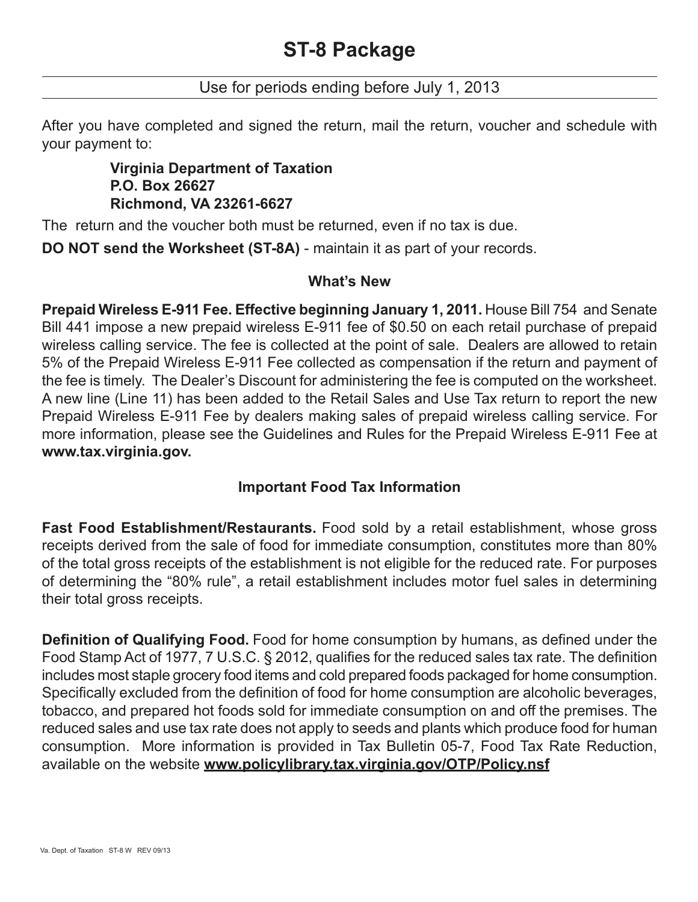# ST-8 Package

Use for periods ending before July 1, 2013

After you have completed and signed the return, mail the return, voucher and schedule with your payment to:

**Virginia Department of Taxation**
**P.O. Box 26627**
**Richmond, VA 23261-6627**

The return and the voucher both must be returned, even if no tax is due.

**DO NOT send the Worksheet (ST-8A)** - maintain it as part of your records.

## What's New

**Prepaid Wireless E-911 Fee. Effective beginning January 1, 2011.** House Bill 754 and Senate Bill 441 impose a new prepaid wireless E-911 fee of $0.50 on each retail purchase of prepaid wireless calling service. The fee is collected at the point of sale. Dealers are allowed to retain 5% of the Prepaid Wireless E-911 Fee collected as compensation if the return and payment of the fee is timely. The Dealer's Discount for administering the fee is computed on the worksheet. A new line (Line 11) has been added to the Retail Sales and Use Tax return to report the new Prepaid Wireless E-911 Fee by dealers making sales of prepaid wireless calling service. For more information, please see the Guidelines and Rules for the Prepaid Wireless E-911 Fee at **www.tax.virginia.gov.**

## Important Food Tax Information

**Fast Food Establishment/Restaurants.** Food sold by a retail establishment, whose gross receipts derived from the sale of food for immediate consumption, constitutes more than 80% of the total gross receipts of the establishment is not eligible for the reduced rate. For purposes of determining the "80% rule", a retail establishment includes motor fuel sales in determining their total gross receipts.

**Definition of Qualifying Food.** Food for home consumption by humans, as defined under the Food Stamp Act of 1977, 7 U.S.C. § 2012, qualifies for the reduced sales tax rate. The definition includes most staple grocery food items and cold prepared foods packaged for home consumption. Specifically excluded from the definition of food for home consumption are alcoholic beverages, tobacco, and prepared hot foods sold for immediate consumption on and off the premises. The reduced sales and use tax rate does not apply to seeds and plants which produce food for human consumption. More information is provided in Tax Bulletin 05-7, Food Tax Rate Reduction, available on the website **www.policylibrary.tax.virginia.gov/OTP/Policy.nsf**

Va. Dept. of Taxation ST-8 W REV 09/13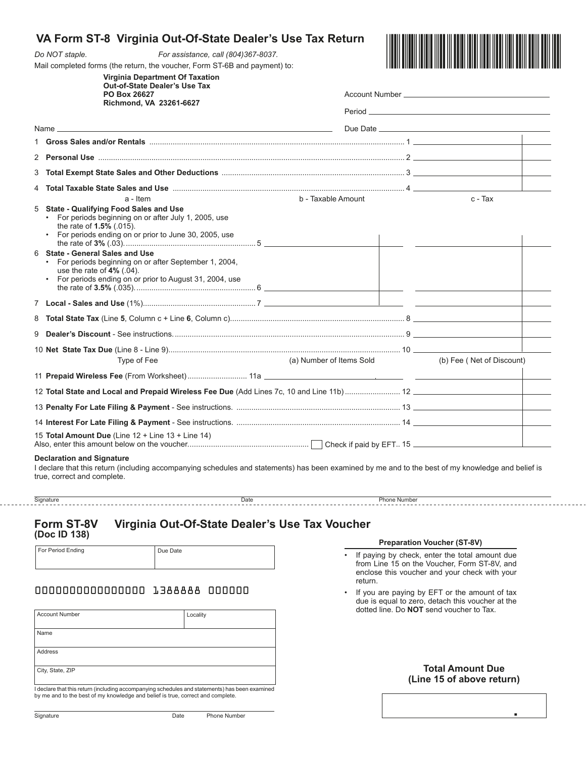# VA Form ST-8 Virginia Out-Of-State Dealer's Use Tax Return

*Do NOT staple.* *For assistance, call (804)367-8037.*

Mail completed forms (the return, the voucher, Form ST-6B and payment) to:

**Virginia Department Of Taxation**
**Out-of-State Dealer's Use Tax**
**PO Box 26627**
**Richmond, VA 23261-6627**

Account Number ____________________

Period ____________________

Name ____________________ Due Date ____________________

| | | | | |
|---|---|---|---|---|
| 1 | **Gross Sales and/or Rentals** | | | 1 |
| 2 | **Personal Use** | | | 2 |
| 3 | **Total Exempt State Sales and Other Deductions** | | | 3 |
| 4 | **Total Taxable State Sales and Use** | | | 4 |
| | a - Item | b - Taxable Amount | | c - Tax |
| 5 | **State - Qualifying Food Sales and Use** • For periods beginning on or after July 1, 2005, use the rate of **1.5%** (.015). • For periods ending on or prior to June 30, 2005, use the rate of **3%** (.03). | 5 | | |
| 6 | **State - General Sales and Use** • For periods beginning on or after September 1, 2004, use the rate of **4%** (.04). • For periods ending on or prior to August 31, 2004, use the rate of **3.5%** (.035). | 6 | | |
| 7 | **Local - Sales and Use** (1%) | 7 | | |
| 8 | **Total State Tax** (Line **5**, Column c + Line **6**, Column c) | | | 8 |
| 9 | **Dealer's Discount** - See instructions. | | | 9 |
| 10 | **Net State Tax Due** (Line 8 - Line 9) | | | 10 |
| | Type of Fee | (a) Number of Items Sold | | (b) Fee ( Net of Discount) |
| 11 | **Prepaid Wireless Fee** (From Worksheet) | 11a | | |
| 12 | **Total State and Local and Prepaid Wireless Fee Due** (Add Lines 7c, 10 and Line 11b) | | | 12 |
| 13 | **Penalty For Late Filing & Payment** - See instructions. | | | 13 |
| 14 | **Interest For Late Filing & Payment** - See instructions. | | | 14 |
| 15 | **Total Amount Due** (Line 12 + Line 13 + Line 14) Also, enter this amount below on the voucher. ☐ Check if paid by EFT. | | | 15 |

**Declaration and Signature**

I declare that this return (including accompanying schedules and statements) has been examined by me and to the best of my knowledge and belief is true, correct and complete.

Signature ____________ Date ____________ Phone Number ____________

---

## Form ST-8V Virginia Out-Of-State Dealer's Use Tax Voucher
**(Doc ID 138)**

| For Period Ending | Due Date |
|---|---|
| | |

0000000000000000 1388888 000000

| Account Number | Locality |
|---|---|
| Name | |
| Address | |
| City, State, ZIP | |

I declare that this return (including accompanying schedules and statements) has been examined by me and to the best of my knowledge and belief is true, correct and complete.

Signature ____________ Date ____________ Phone Number ____________

**Preparation Voucher (ST-8V)**

- If paying by check, enter the total amount due from Line 15 on the Voucher, Form ST-8V, and enclose this voucher and your check with your return.
- If you are paying by EFT or the amount of tax due is equal to zero, detach this voucher at the dotted line. Do **NOT** send voucher to Tax.

**Total Amount Due (Line 15 of above return)**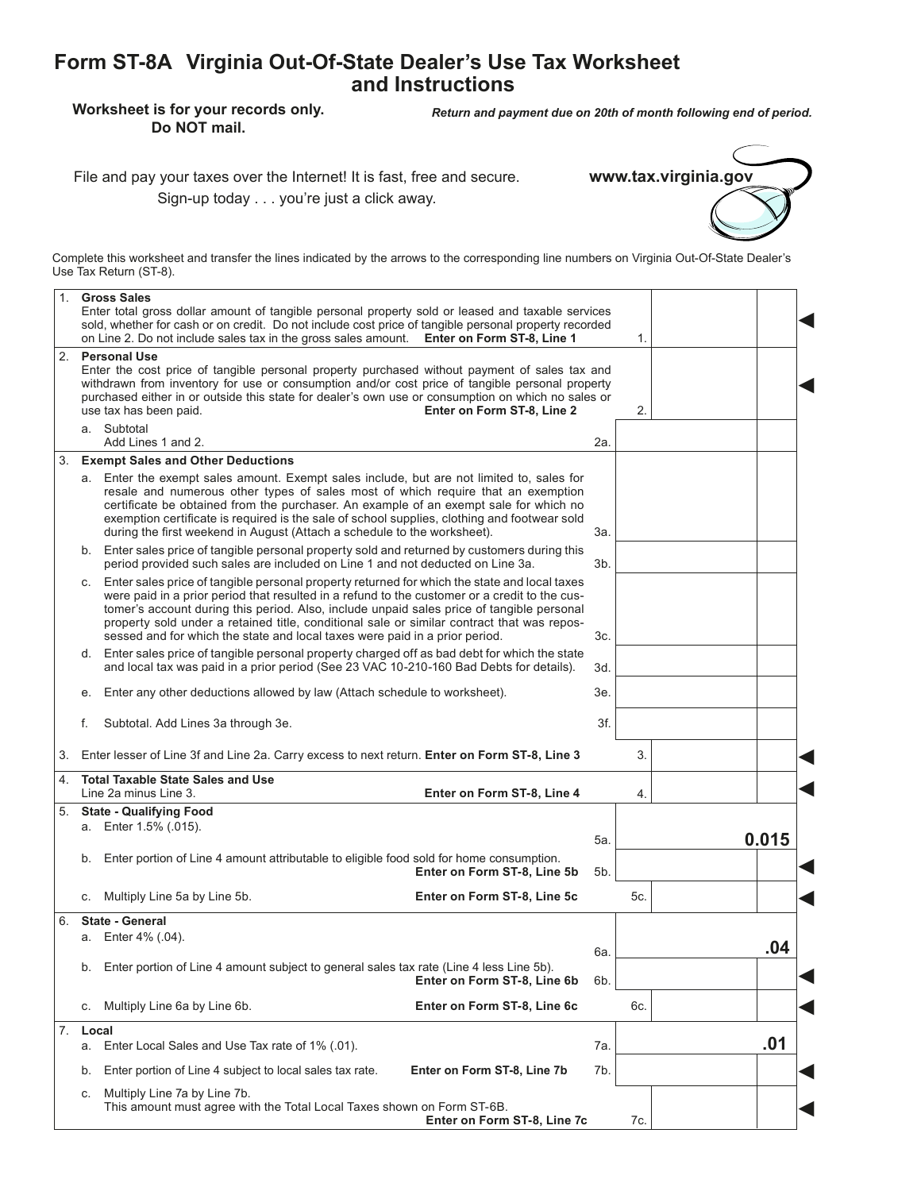# Form ST-8A Virginia Out-Of-State Dealer's Use Tax Worksheet and Instructions

**Worksheet is for your records only. Do NOT mail.**

*Return and payment due on 20th of month following end of period.*

File and pay your taxes over the Internet! It is fast, free and secure. Sign-up today . . . you're just a click away. **www.tax.virginia.gov**

Complete this worksheet and transfer the lines indicated by the arrows to the corresponding line numbers on Virginia Out-Of-State Dealer's Use Tax Return (ST-8).

| | Description | Line | Amount | | |
|---|---|---|---|---|---|
| 1. | **Gross Sales** Enter total gross dollar amount of tangible personal property sold or leased and taxable services sold, whether for cash or on credit. Do not include cost price of tangible personal property recorded on Line 2. Do not include sales tax in the gross sales amount. **Enter on Form ST-8, Line 1** | 1. | | | ◀ |
| 2. | **Personal Use** Enter the cost price of tangible personal property purchased without payment of sales tax and withdrawn from inventory for use or consumption and/or cost price of tangible personal property purchased either in or outside this state for dealer's own use or consumption on which no sales or use tax has been paid. **Enter on Form ST-8, Line 2** | 2. | | | ◀ |
| | a. Subtotal Add Lines 1 and 2. | 2a. | | | |
| 3. | **Exempt Sales and Other Deductions** | | | | |
| | a. Enter the exempt sales amount. Exempt sales include, but are not limited to, sales for resale and numerous other types of sales most of which require that an exemption certificate be obtained from the purchaser. An example of an exempt sale for which no exemption certificate is required is the sale of school supplies, clothing and footwear sold during the first weekend in August (Attach a schedule to the worksheet). | 3a. | | | |
| | b. Enter sales price of tangible personal property sold and returned by customers during this period provided such sales are included on Line 1 and not deducted on Line 3a. | 3b. | | | |
| | c. Enter sales price of tangible personal property returned for which the state and local taxes were paid in a prior period that resulted in a refund to the customer or a credit to the customer's account during this period. Also, include unpaid sales price of tangible personal property sold under a retained title, conditional sale or similar contract that was repossessed and for which the state and local taxes were paid in a prior period. | 3c. | | | |
| | d. Enter sales price of tangible personal property charged off as bad debt for which the state and local tax was paid in a prior period (See 23 VAC 10-210-160 Bad Debts for details). | 3d. | | | |
| | e. Enter any other deductions allowed by law (Attach schedule to worksheet). | 3e. | | | |
| | f. Subtotal. Add Lines 3a through 3e. | 3f. | | | |
| 3. | Enter lesser of Line 3f and Line 2a. Carry excess to next return. **Enter on Form ST-8, Line 3** | 3. | | | ◀ |
| 4. | **Total Taxable State Sales and Use** Line 2a minus Line 3. **Enter on Form ST-8, Line 4** | 4. | | | ◀ |
| 5. | **State - Qualifying Food** | | | | |
| | a. Enter 1.5% (.015). | 5a. | | **0.015** | |
| | b. Enter portion of Line 4 amount attributable to eligible food sold for home consumption. **Enter on Form ST-8, Line 5b** | 5b. | | | ◀ |
| | c. Multiply Line 5a by Line 5b. **Enter on Form ST-8, Line 5c** | 5c. | | | ◀ |
| 6. | **State - General** | | | | |
| | a. Enter 4% (.04). | 6a. | | **.04** | |
| | b. Enter portion of Line 4 amount subject to general sales tax rate (Line 4 less Line 5b). **Enter on Form ST-8, Line 6b** | 6b. | | | ◀ |
| | c. Multiply Line 6a by Line 6b. **Enter on Form ST-8, Line 6c** | 6c. | | | ◀ |
| 7. | **Local** | | | | |
| | a. Enter Local Sales and Use Tax rate of 1% (.01). | 7a. | | **.01** | |
| | b. Enter portion of Line 4 subject to local sales tax rate. **Enter on Form ST-8, Line 7b** | 7b. | | | ◀ |
| | c. Multiply Line 7a by Line 7b. This amount must agree with the Total Local Taxes shown on Form ST-6B. **Enter on Form ST-8, Line 7c** | 7c. | | | ◀ |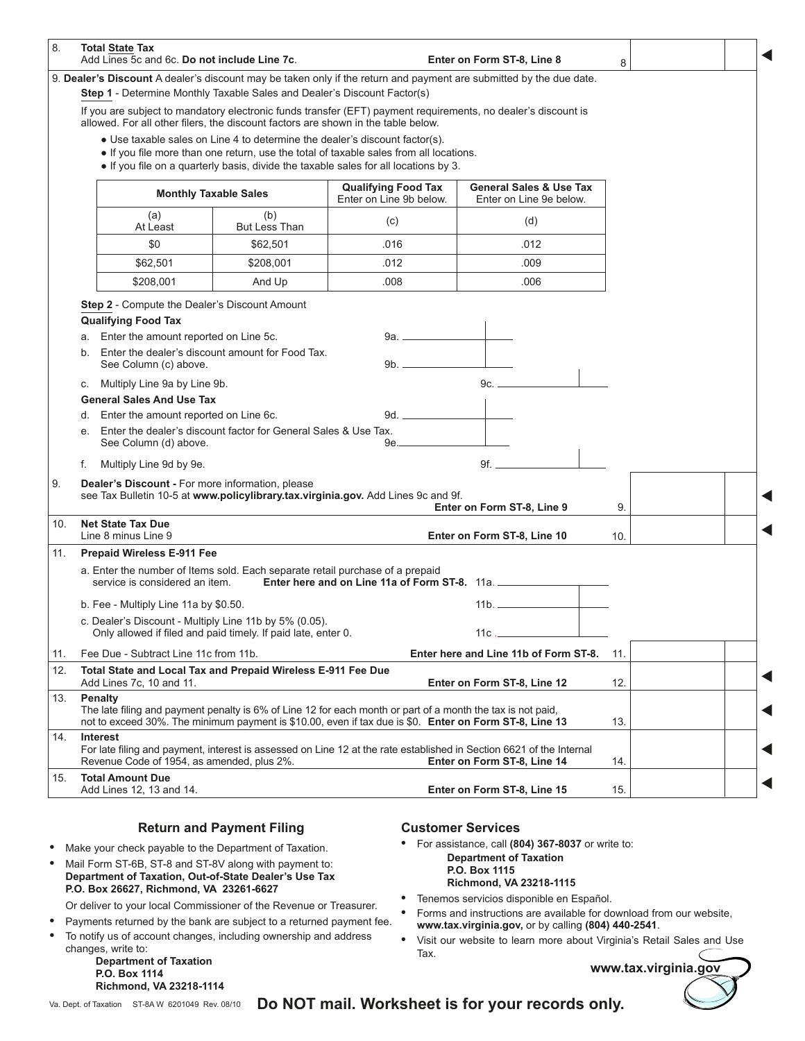| | | | |
|---|---|---|---|
| 8. | **Total State Tax** Add Lines 5c and 6c. **Do not include Line 7c**. **Enter on Form ST-8, Line 8** | 8 | |

9. **Dealer's Discount** A dealer's discount may be taken only if the return and payment are submitted by the due date.

**Step 1** - Determine Monthly Taxable Sales and Dealer's Discount Factor(s)

If you are subject to mandatory electronic funds transfer (EFT) payment requirements, no dealer's discount is allowed. For all other filers, the discount factors are shown in the table below.

- Use taxable sales on Line 4 to determine the dealer's discount factor(s).
- If you file more than one return, use the total of taxable sales from all locations.
- If you file on a quarterly basis, divide the taxable sales for all locations by 3.

| Monthly Taxable Sales | | Qualifying Food Tax Enter on Line 9b below. | General Sales & Use Tax Enter on Line 9e below. |
|---|---|---|---|
| (a) At Least | (b) But Less Than | (c) | (d) |
| $0 | $62,501 | .016 | .012 |
| $62,501 | $208,001 | .012 | .009 |
| $208,001 | And Up | .008 | .006 |

**Step 2** - Compute the Dealer's Discount Amount

**Qualifying Food Tax**

a. Enter the amount reported on Line 5c. 9a. ______

b. Enter the dealer's discount amount for Food Tax. See Column (c) above. 9b. ______

c. Multiply Line 9a by Line 9b. 9c. ______

**General Sales And Use Tax**

d. Enter the amount reported on Line 6c. 9d. ______

e. Enter the dealer's discount factor for General Sales & Use Tax. See Column (d) above. 9e. ______

f. Multiply Line 9d by 9e. 9f. ______

| | | | |
|---|---|---|---|
| 9. | **Dealer's Discount -** For more information, please see Tax Bulletin 10-5 at **www.policylibrary.tax.virginia.gov.** Add Lines 9c and 9f. **Enter on Form ST-8, Line 9** | 9. | |
| 10. | **Net State Tax Due** Line 8 minus Line 9 **Enter on Form ST-8, Line 10** | 10. | |

11. **Prepaid Wireless E-911 Fee**

a. Enter the number of Items sold. Each separate retail purchase of a prepaid service is considered an item. **Enter here and on Line 11a of Form ST-8.** 11a. ______

b. Fee - Multiply Line 11a by $0.50. 11b. ______

c. Dealer's Discount - Multiply Line 11b by 5% (0.05). Only allowed if filed and paid timely. If paid late, enter 0. 11c. ______

| | | | |
|---|---|---|---|
| 11. | Fee Due - Subtract Line 11c from 11b. **Enter here and Line 11b of Form ST-8.** | 11. | |
| 12. | **Total State and Local Tax and Prepaid Wireless E-911 Fee Due** Add Lines 7c, 10 and 11. **Enter on Form ST-8, Line 12** | 12. | |
| 13. | **Penalty** The late filing and payment penalty is 6% of Line 12 for each month or part of a month the tax is not paid, not to exceed 30%. The minimum payment is $10.00, even if tax due is $0. **Enter on Form ST-8, Line 13** | 13. | |
| 14. | **Interest** For late filing and payment, interest is assessed on Line 12 at the rate established in Section 6621 of the Internal Revenue Code of 1954, as amended, plus 2%. **Enter on Form ST-8, Line 14** | 14. | |
| 15. | **Total Amount Due** Add Lines 12, 13 and 14. **Enter on Form ST-8, Line 15** | 15. | |

## Return and Payment Filing

- Make your check payable to the Department of Taxation.
- Mail Form ST-6B, ST-8 and ST-8V along with payment to: **Department of Taxation, Out-of-State Dealer's Use Tax P.O. Box 26627, Richmond, VA 23261-6627**

  Or deliver to your local Commissioner of the Revenue or Treasurer.
- Payments returned by the bank are subject to a returned payment fee.
- To notify us of account changes, including ownership and address changes, write to:
  **Department of Taxation**
  **P.O. Box 1114**
  **Richmond, VA 23218-1114**

## Customer Services

- For assistance, call **(804) 367-8037** or write to:
  **Department of Taxation**
  **P.O. Box 1115**
  **Richmond, VA 23218-1115**
- Tenemos servicios disponible en Español.
- Forms and instructions are available for download from our website, **www.tax.virginia.gov,** or by calling **(804) 440-2541**.
- Visit our website to learn more about Virginia's Retail Sales and Use Tax.

**www.tax.virginia.gov**

Va. Dept. of Taxation ST-8A W 6201049 Rev. 08/10

**Do NOT mail. Worksheet is for your records only.**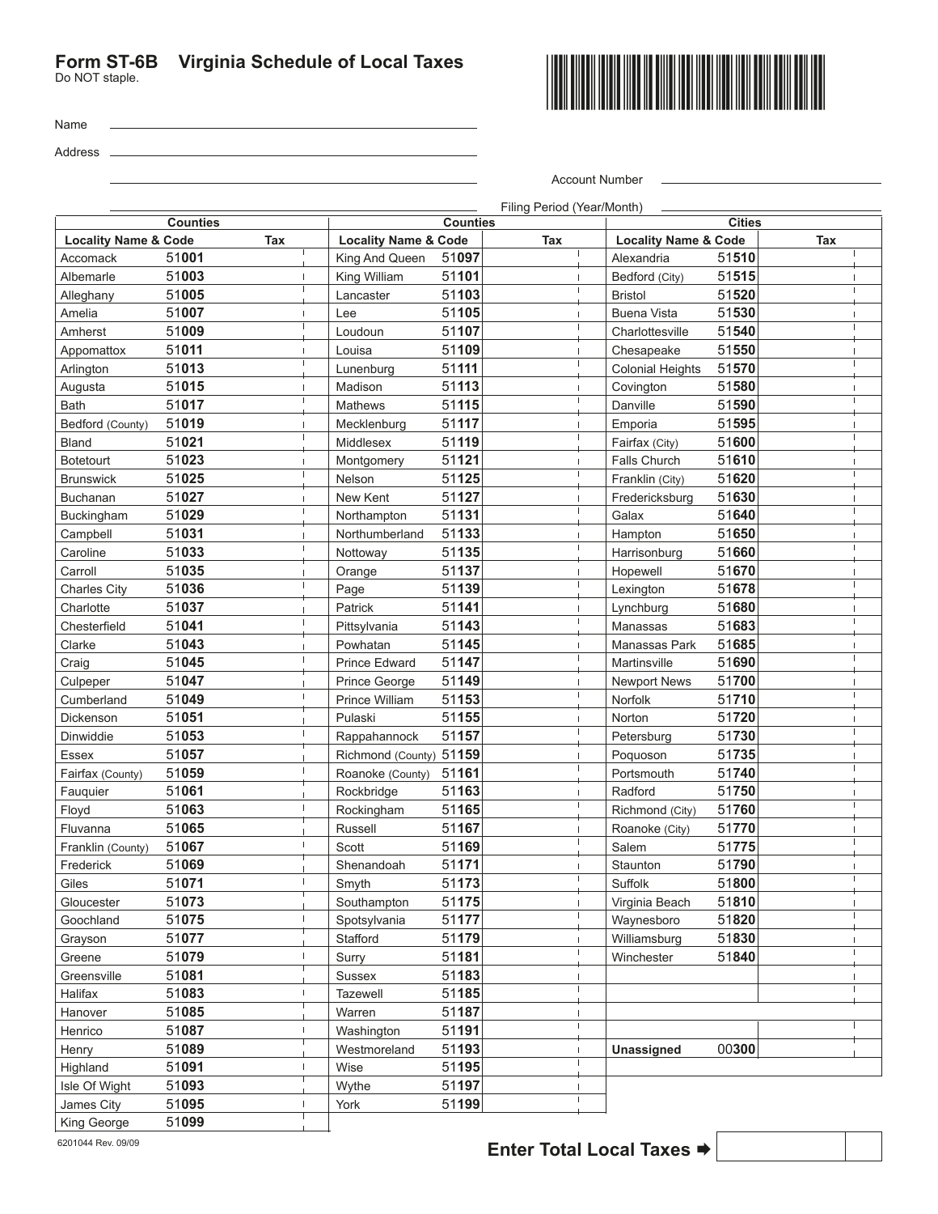# Form ST-6B Virginia Schedule of Local Taxes

Do NOT staple.

Name ______________________________

Address ______________________________

______________________________ Account Number ______________________________

______________________________ Filing Period (Year/Month) ______________________________

| Counties | | | Counties | | | Cities | | |
|---|---|---|---|---|---|---|---|---|
| **Locality Name & Code** | | **Tax** | **Locality Name & Code** | | **Tax** | **Locality Name & Code** | | **Tax** |
| Accomack | 51**001** | | King And Queen | 51**097** | | Alexandria | 51**510** | |
| Albemarle | 51**003** | | King William | 51**101** | | Bedford (City) | 51**515** | |
| Alleghany | 51**005** | | Lancaster | 51**103** | | Bristol | 51**520** | |
| Amelia | 51**007** | | Lee | 51**105** | | Buena Vista | 51**530** | |
| Amherst | 51**009** | | Loudoun | 51**107** | | Charlottesville | 51**540** | |
| Appomattox | 51**011** | | Louisa | 51**109** | | Chesapeake | 51**550** | |
| Arlington | 51**013** | | Lunenburg | 51**111** | | Colonial Heights | 51**570** | |
| Augusta | 51**015** | | Madison | 51**113** | | Covington | 51**580** | |
| Bath | 51**017** | | Mathews | 51**115** | | Danville | 51**590** | |
| Bedford (County) | 51**019** | | Mecklenburg | 51**117** | | Emporia | 51**595** | |
| Bland | 51**021** | | Middlesex | 51**119** | | Fairfax (City) | 51**600** | |
| Botetourt | 51**023** | | Montgomery | 51**121** | | Falls Church | 51**610** | |
| Brunswick | 51**025** | | Nelson | 51**125** | | Franklin (City) | 51**620** | |
| Buchanan | 51**027** | | New Kent | 51**127** | | Fredericksburg | 51**630** | |
| Buckingham | 51**029** | | Northampton | 51**131** | | Galax | 51**640** | |
| Campbell | 51**031** | | Northumberland | 51**133** | | Hampton | 51**650** | |
| Caroline | 51**033** | | Nottoway | 51**135** | | Harrisonburg | 51**660** | |
| Carroll | 51**035** | | Orange | 51**137** | | Hopewell | 51**670** | |
| Charles City | 51**036** | | Page | 51**139** | | Lexington | 51**678** | |
| Charlotte | 51**037** | | Patrick | 51**141** | | Lynchburg | 51**680** | |
| Chesterfield | 51**041** | | Pittsylvania | 51**143** | | Manassas | 51**683** | |
| Clarke | 51**043** | | Powhatan | 51**145** | | Manassas Park | 51**685** | |
| Craig | 51**045** | | Prince Edward | 51**147** | | Martinsville | 51**690** | |
| Culpeper | 51**047** | | Prince George | 51**149** | | Newport News | 51**700** | |
| Cumberland | 51**049** | | Prince William | 51**153** | | Norfolk | 51**710** | |
| Dickenson | 51**051** | | Pulaski | 51**155** | | Norton | 51**720** | |
| Dinwiddie | 51**053** | | Rappahannock | 51**157** | | Petersburg | 51**730** | |
| Essex | 51**057** | | Richmond (County) | 51**159** | | Poquoson | 51**735** | |
| Fairfax (County) | 51**059** | | Roanoke (County) | 51**161** | | Portsmouth | 51**740** | |
| Fauquier | 51**061** | | Rockbridge | 51**163** | | Radford | 51**750** | |
| Floyd | 51**063** | | Rockingham | 51**165** | | Richmond (City) | 51**760** | |
| Fluvanna | 51**065** | | Russell | 51**167** | | Roanoke (City) | 51**770** | |
| Franklin (County) | 51**067** | | Scott | 51**169** | | Salem | 51**775** | |
| Frederick | 51**069** | | Shenandoah | 51**171** | | Staunton | 51**790** | |
| Giles | 51**071** | | Smyth | 51**173** | | Suffolk | 51**800** | |
| Gloucester | 51**073** | | Southampton | 51**175** | | Virginia Beach | 51**810** | |
| Goochland | 51**075** | | Spotsylvania | 51**177** | | Waynesboro | 51**820** | |
| Grayson | 51**077** | | Stafford | 51**179** | | Williamsburg | 51**830** | |
| Greene | 51**079** | | Surry | 51**181** | | Winchester | 51**840** | |
| Greensville | 51**081** | | Sussex | 51**183** | | | | |
| Halifax | 51**083** | | Tazewell | 51**185** | | | | |
| Hanover | 51**085** | | Warren | 51**187** | | | | |
| Henrico | 51**087** | | Washington | 51**191** | | | | |
| Henry | 51**089** | | Westmoreland | 51**193** | | **Unassigned** | 00**300** | |
| Highland | 51**091** | | Wise | 51**195** | | | | |
| Isle Of Wight | 51**093** | | Wythe | 51**197** | | | | |
| James City | 51**095** | | York | 51**199** | | | | |
| King George | 51**099** | | | | | | | |

6201044 Rev. 09/09

**Enter Total Local Taxes ➡** ______________________________